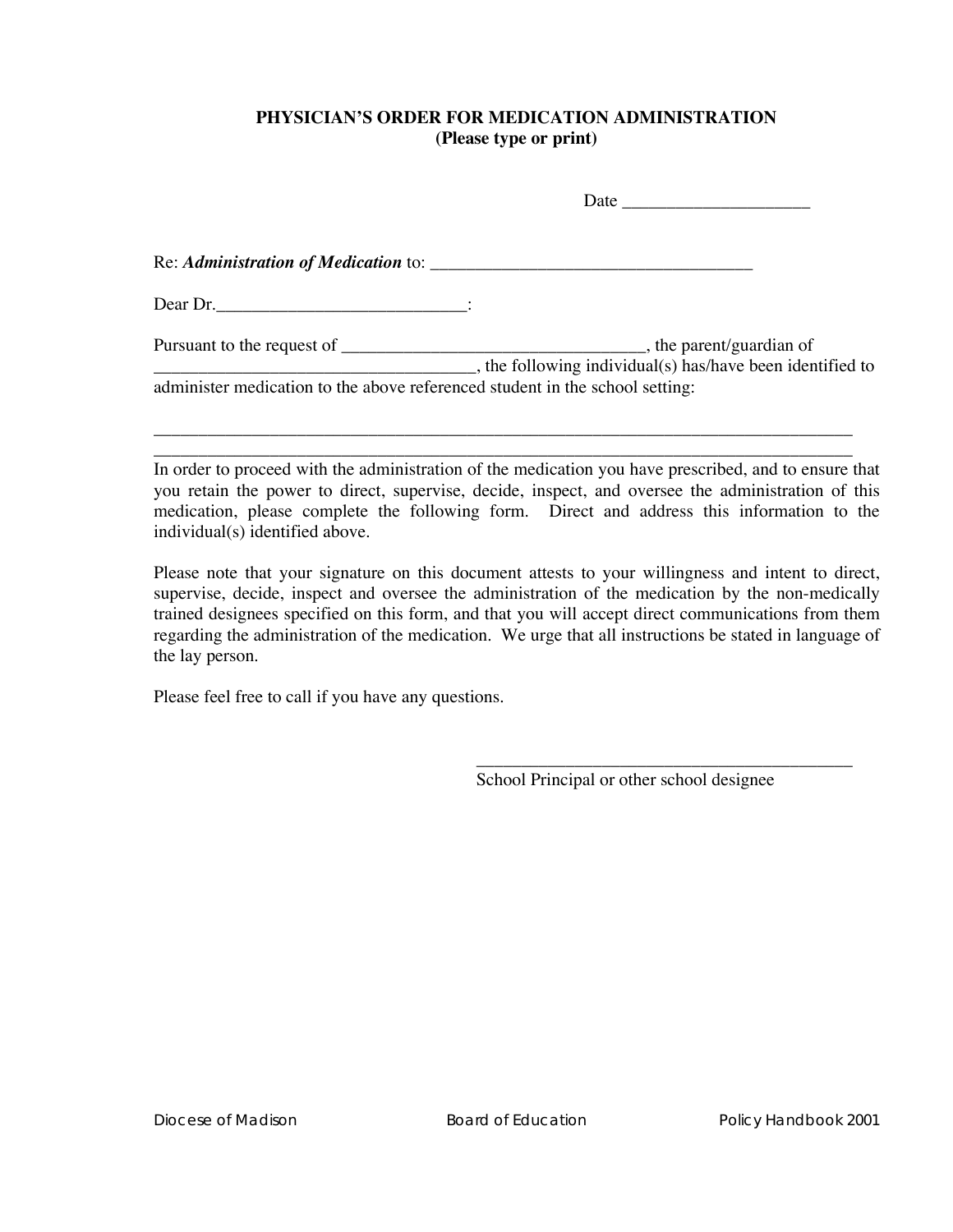# PHYSICIAN'S ORDER FOR MEDICATION ADMINISTRATION
**(Please type or print)**

Date _____________________

Re: ***Administration of Medication*** to: ____________________________________

Dear Dr.____________________________:

Pursuant to the request of __________________________________, the parent/guardian of ____________________________________, the following individual(s) has/have been identified to administer medication to the above referenced student in the school setting:

_______________________________________________________________________________
_______________________________________________________________________________

In order to proceed with the administration of the medication you have prescribed, and to ensure that you retain the power to direct, supervise, decide, inspect, and oversee the administration of this medication, please complete the following form. Direct and address this information to the individual(s) identified above.

Please note that your signature on this document attests to your willingness and intent to direct, supervise, decide, inspect and oversee the administration of the medication by the non-medically trained designees specified on this form, and that you will accept direct communications from them regarding the administration of the medication. We urge that all instructions be stated in language of the lay person.

Please feel free to call if you have any questions.

__________________________________________
School Principal or other school designee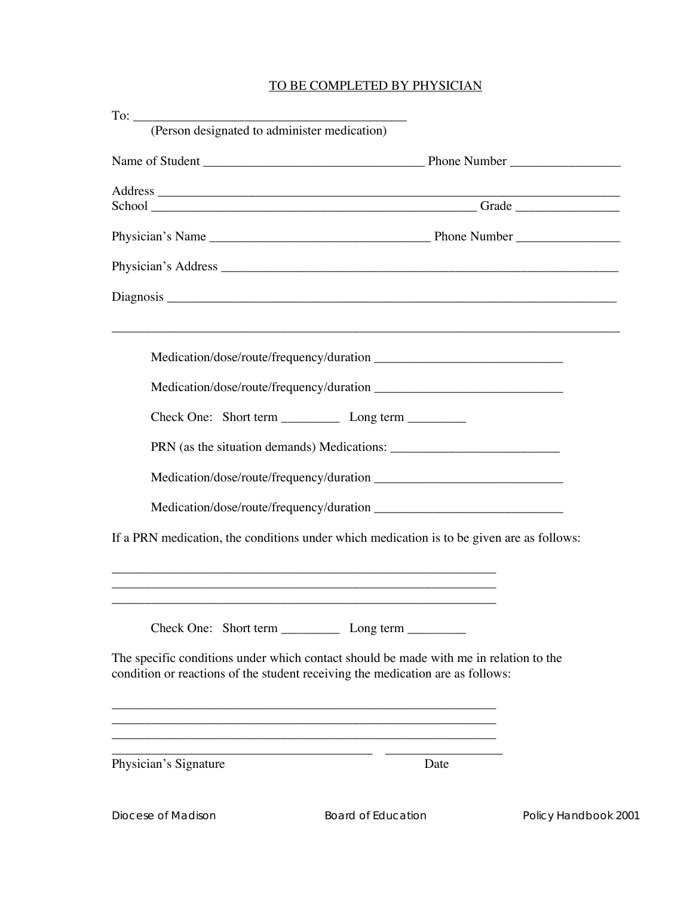# TO BE COMPLETED BY PHYSICIAN

To: ___________________________________________
(Person designated to administer medication)

Name of Student _________________________________ Phone Number ________________

Address ___________________________________________________________________________

School ___________________________________________________ Grade ________________

Physician's Name _________________________________ Phone Number ________________

Physician's Address ________________________________________________________________

Diagnosis _________________________________________________________________________

___________________________________________________________________________________

Medication/dose/route/frequency/duration ____________________________

Medication/dose/route/frequency/duration ____________________________

Check One: Short term _________ Long term _________

PRN (as the situation demands) Medications: __________________________

Medication/dose/route/frequency/duration ____________________________

Medication/dose/route/frequency/duration ____________________________

If a PRN medication, the conditions under which medication is to be given are as follows:

___________________________________________________________

___________________________________________________________

___________________________________________________________

Check One: Short term _________ Long term _________

The specific conditions under which contact should be made with me in relation to the condition or reactions of the student receiving the medication are as follows:

___________________________________________________________

___________________________________________________________

___________________________________________________________

________________________________________ __________________

Physician's Signature Date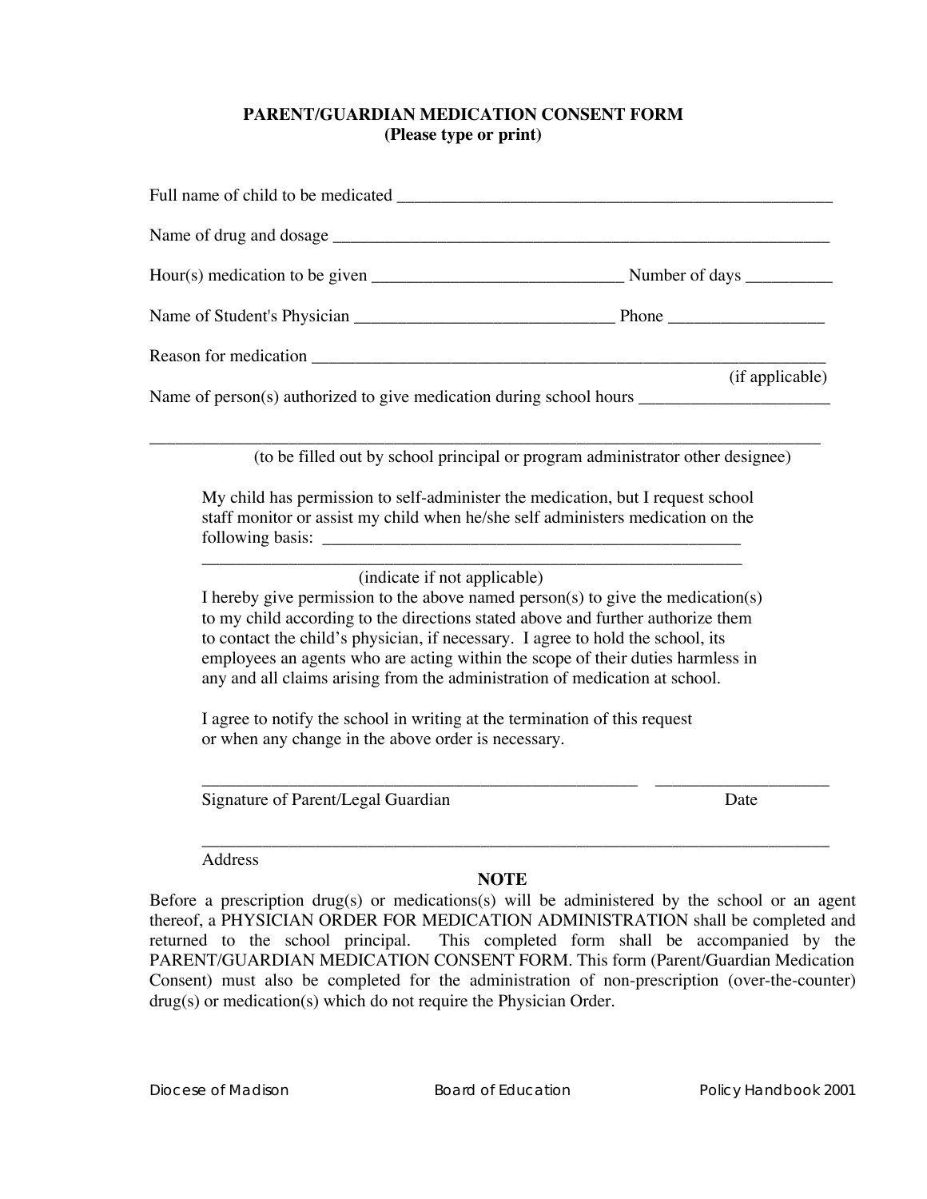# PARENT/GUARDIAN MEDICATION CONSENT FORM

**(Please type or print)**

Full name of child to be medicated ____________________________________________________

Name of drug and dosage ________________________________________________________

Hour(s) medication to be given _____________________________ Number of days __________

Name of Student's Physician ______________________________ Phone __________________

Reason for medication ___________________________________________________________
(if applicable)

Name of person(s) authorized to give medication during school hours _____________________

_____________________________________________________________________________

(to be filled out by school principal or program administrator other designee)

My child has permission to self-administer the medication, but I request school staff monitor or assist my child when he/she self administers medication on the following basis: ________________________________________________

_______________________________________________________________

(indicate if not applicable)

I hereby give permission to the above named person(s) to give the medication(s) to my child according to the directions stated above and further authorize them to contact the child's physician, if necessary. I agree to hold the school, its employees an agents who are acting within the scope of their duties harmless in any and all claims arising from the administration of medication at school.

I agree to notify the school in writing at the termination of this request or when any change in the above order is necessary.

_____________________________________________________ ____________________

Signature of Parent/Legal Guardian Date

_____________________________________________________________________________

Address

**NOTE**

Before a prescription drug(s) or medications(s) will be administered by the school or an agent thereof, a PHYSICIAN ORDER FOR MEDICATION ADMINISTRATION shall be completed and returned to the school principal. This completed form shall be accompanied by the PARENT/GUARDIAN MEDICATION CONSENT FORM. This form (Parent/Guardian Medication Consent) must also be completed for the administration of non-prescription (over-the-counter) drug(s) or medication(s) which do not require the Physician Order.